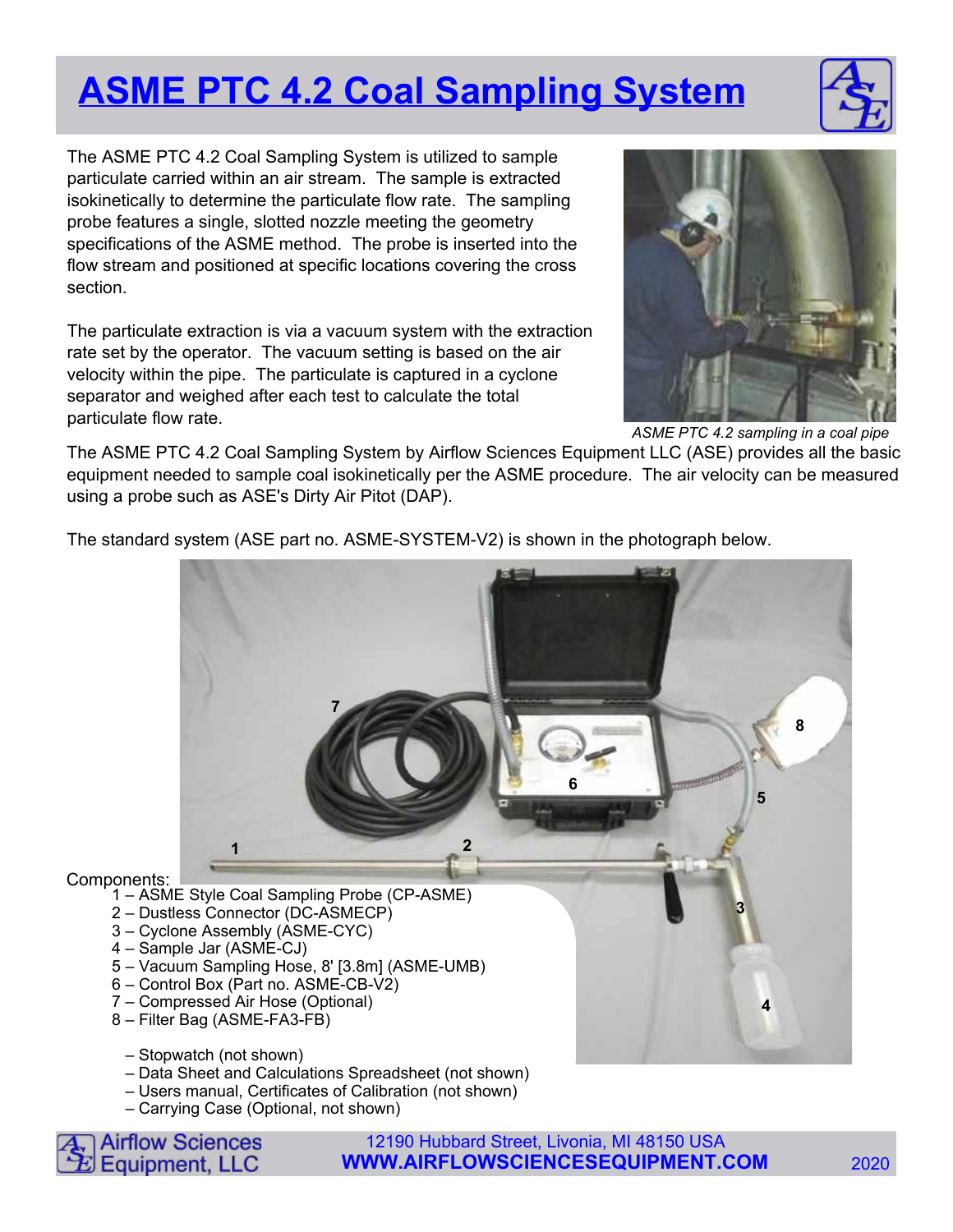# ASME PTC 4.2 Coal Sampling System

The ASME PTC 4.2 Coal Sampling System is utilized to sample particulate carried within an air stream. The sample is extracted isokinetically to determine the particulate flow rate. The sampling probe features a single, slotted nozzle meeting the geometry specifications of the ASME method. The probe is inserted into the flow stream and positioned at specific locations covering the cross section.

The particulate extraction is via a vacuum system with the extraction rate set by the operator. The vacuum setting is based on the air velocity within the pipe. The particulate is captured in a cyclone separator and weighed after each test to calculate the total particulate flow rate.

*ASME PTC 4.2 sampling in a coal pipe*

The ASME PTC 4.2 Coal Sampling System by Airflow Sciences Equipment LLC (ASE) provides all the basic equipment needed to sample coal isokinetically per the ASME procedure. The air velocity can be measured using a probe such as ASE's Dirty Air Pitot (DAP).

The standard system (ASE part no. ASME-SYSTEM-V2) is shown in the photograph below.

Components:

1 – ASME Style Coal Sampling Probe (CP-ASME)
2 – Dustless Connector (DC-ASMECP)
3 – Cyclone Assembly (ASME-CYC)
4 – Sample Jar (ASME-CJ)
5 – Vacuum Sampling Hose, 8' [3.8m] (ASME-UMB)
6 – Control Box (Part no. ASME-CB-V2)
7 – Compressed Air Hose (Optional)
8 – Filter Bag (ASME-FA3-FB)

– Stopwatch (not shown)
– Data Sheet and Calculations Spreadsheet (not shown)
– Users manual, Certificates of Calibration (not shown)
– Carrying Case (Optional, not shown)

Airflow Sciences Equipment, LLC
12190 Hubbard Street, Livonia, MI 48150 USA
WWW.AIRFLOWSCIENCESEQUIPMENT.COM
2020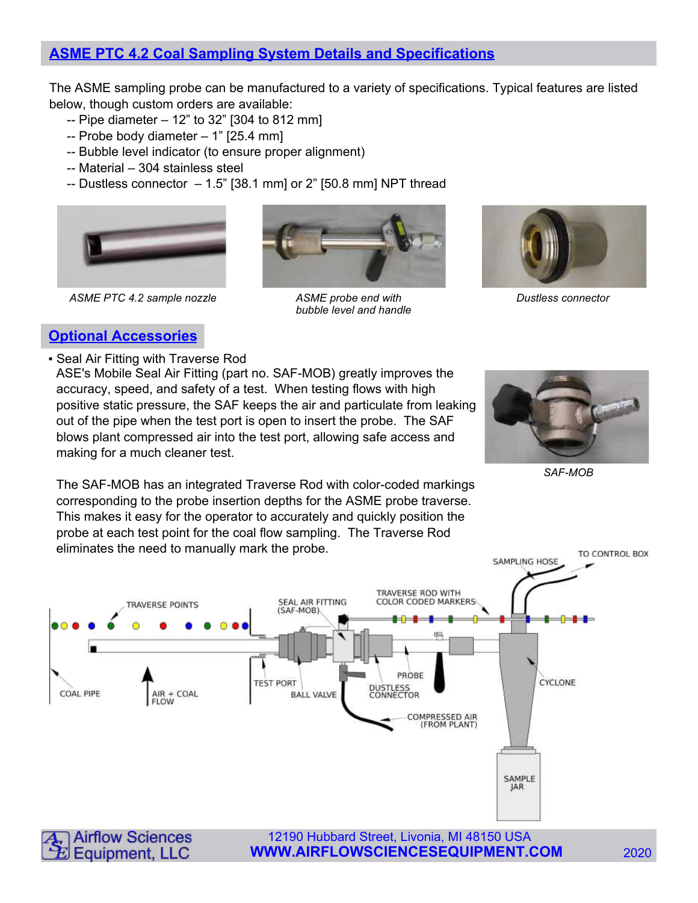## ASME PTC 4.2 Coal Sampling System Details and Specifications

The ASME sampling probe can be manufactured to a variety of specifications. Typical features are listed below, though custom orders are available:

- -- Pipe diameter – 12" to 32" [304 to 812 mm]
- -- Probe body diameter – 1" [25.4 mm]
- -- Bubble level indicator (to ensure proper alignment)
- -- Material – 304 stainless steel
- -- Dustless connector – 1.5" [38.1 mm] or 2" [50.8 mm] NPT thread

*ASME PTC 4.2 sample nozzle*

*ASME probe end with bubble level and handle*

*Dustless connector*

## Optional Accessories

▪ Seal Air Fitting with Traverse Rod

ASE's Mobile Seal Air Fitting (part no. SAF-MOB) greatly improves the accuracy, speed, and safety of a test. When testing flows with high positive static pressure, the SAF keeps the air and particulate from leaking out of the pipe when the test port is open to insert the probe. The SAF blows plant compressed air into the test port, allowing safe access and making for a much cleaner test.

*SAF-MOB*

The SAF-MOB has an integrated Traverse Rod with color-coded markings corresponding to the probe insertion depths for the ASME probe traverse. This makes it easy for the operator to accurately and quickly position the probe at each test point for the coal flow sampling. The Traverse Rod eliminates the need to manually mark the probe.

TRAVERSE POINTS
SEAL AIR FITTING (SAF-MOB)
TRAVERSE ROD WITH COLOR CODED MARKERS
SAMPLING HOSE
TO CONTROL BOX
COAL PIPE
AIR + COAL FLOW
TEST PORT
BALL VALVE
PROBE
DUSTLESS CONNECTOR
COMPRESSED AIR (FROM PLANT)
CYCLONE
SAMPLE JAR